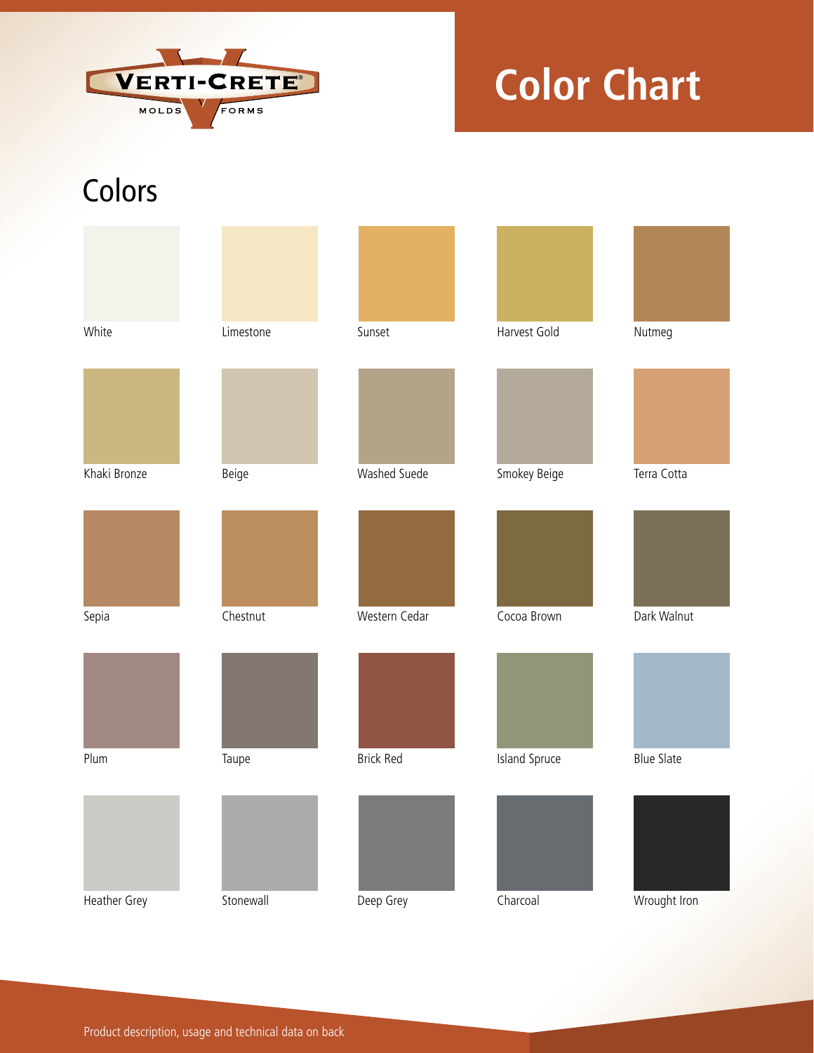VERTI-CRETE®
MOLDS FORMS

# Color Chart

## Colors

| | | | | |
|---|---|---|---|---|
| White | Limestone | Sunset | Harvest Gold | Nutmeg |
| Khaki Bronze | Beige | Washed Suede | Smokey Beige | Terra Cotta |
| Sepia | Chestnut | Western Cedar | Cocoa Brown | Dark Walnut |
| Plum | Taupe | Brick Red | Island Spruce | Blue Slate |
| Heather Grey | Stonewall | Deep Grey | Charcoal | Wrought Iron |

Product description, usage and technical data on back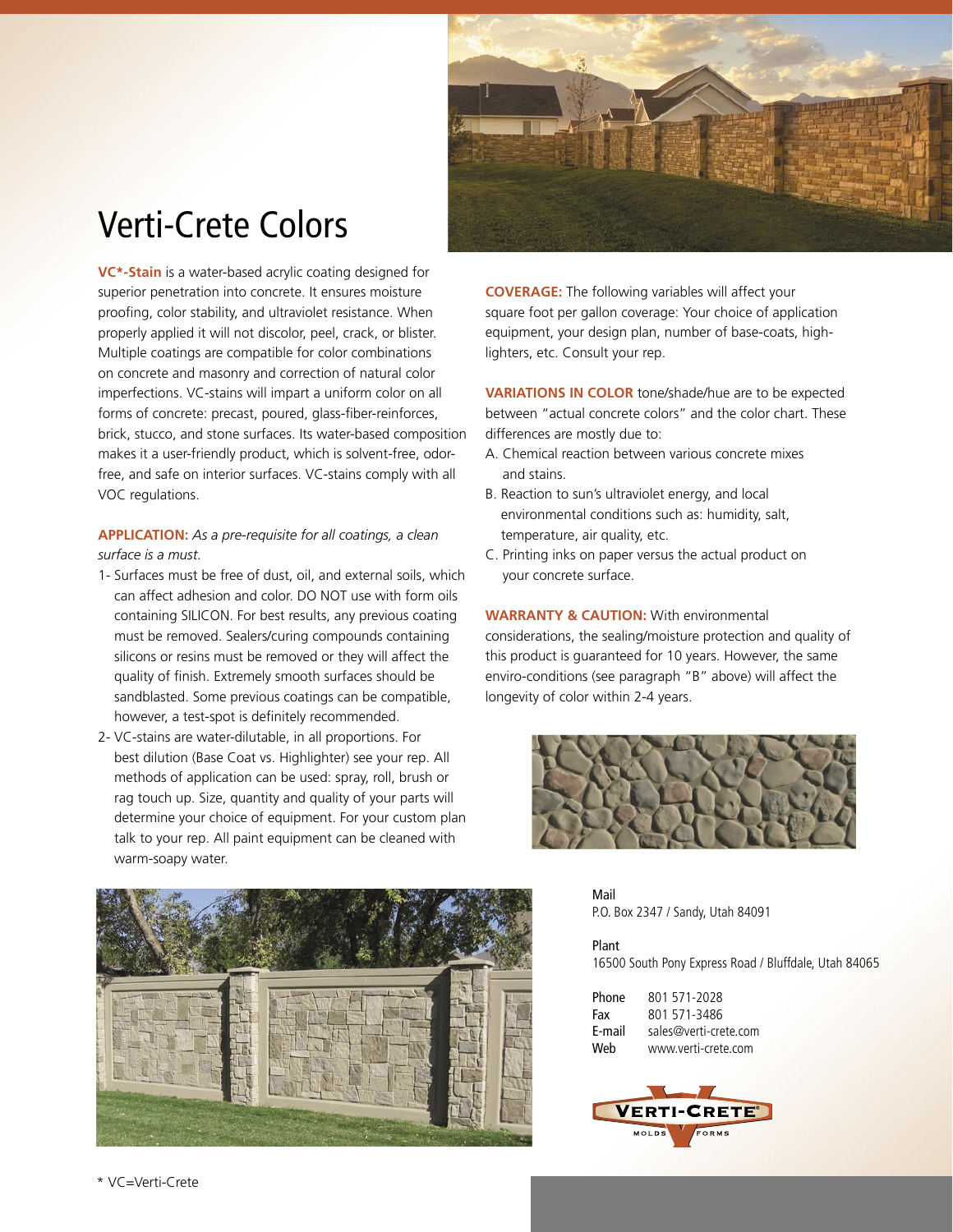# Verti-Crete Colors

**VC*-Stain** is a water-based acrylic coating designed for superior penetration into concrete. It ensures moisture proofing, color stability, and ultraviolet resistance. When properly applied it will not discolor, peel, crack, or blister. Multiple coatings are compatible for color combinations on concrete and masonry and correction of natural color imperfections. VC-stains will impart a uniform color on all forms of concrete: precast, poured, glass-fiber-reinforces, brick, stucco, and stone surfaces. Its water-based composition makes it a user-friendly product, which is solvent-free, odor-free, and safe on interior surfaces. VC-stains comply with all VOC regulations.

**APPLICATION:** *As a pre-requisite for all coatings, a clean surface is a must.*

1- Surfaces must be free of dust, oil, and external soils, which can affect adhesion and color. DO NOT use with form oils containing SILICON. For best results, any previous coating must be removed. Sealers/curing compounds containing silicons or resins must be removed or they will affect the quality of finish. Extremely smooth surfaces should be sandblasted. Some previous coatings can be compatible, however, a test-spot is definitely recommended.

2- VC-stains are water-dilutable, in all proportions. For best dilution (Base Coat vs. Highlighter) see your rep. All methods of application can be used: spray, roll, brush or rag touch up. Size, quantity and quality of your parts will determine your choice of equipment. For your custom plan talk to your rep. All paint equipment can be cleaned with warm-soapy water.

**COVERAGE:** The following variables will affect your square foot per gallon coverage: Your choice of application equipment, your design plan, number of base-coats, high-lighters, etc. Consult your rep.

**VARIATIONS IN COLOR** tone/shade/hue are to be expected between "actual concrete colors" and the color chart. These differences are mostly due to:

A. Chemical reaction between various concrete mixes and stains.

B. Reaction to sun's ultraviolet energy, and local environmental conditions such as: humidity, salt, temperature, air quality, etc.

C. Printing inks on paper versus the actual product on your concrete surface.

**WARRANTY & CAUTION:** With environmental considerations, the sealing/moisture protection and quality of this product is guaranteed for 10 years. However, the same enviro-conditions (see paragraph "B" above) will affect the longevity of color within 2-4 years.

Mail
P.O. Box 2347 / Sandy, Utah 84091

Plant
16500 South Pony Express Road / Bluffdale, Utah 84065

| | |
|---|---|
| Phone | 801 571-2028 |
| Fax | 801 571-3486 |
| E-mail | sales@verti-crete.com |
| Web | www.verti-crete.com |

VERTI-CRETE® MOLDS FORMS

* VC=Verti-Crete